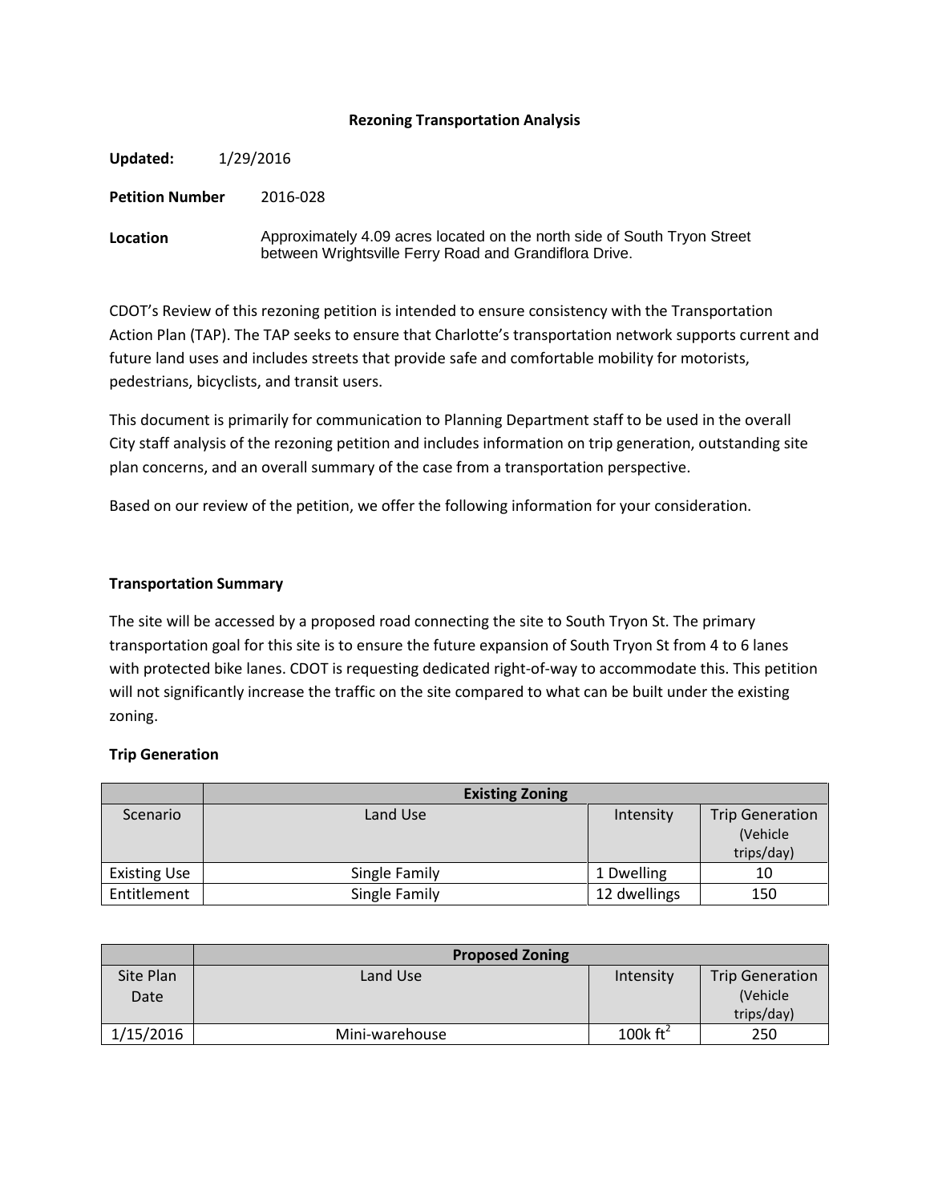# Rezoning Transportation Analysis

**Updated:** 1/29/2016

**Petition Number** 2016-028

**Location** Approximately 4.09 acres located on the north side of South Tryon Street between Wrightsville Ferry Road and Grandiflora Drive.

CDOT's Review of this rezoning petition is intended to ensure consistency with the Transportation Action Plan (TAP). The TAP seeks to ensure that Charlotte's transportation network supports current and future land uses and includes streets that provide safe and comfortable mobility for motorists, pedestrians, bicyclists, and transit users.

This document is primarily for communication to Planning Department staff to be used in the overall City staff analysis of the rezoning petition and includes information on trip generation, outstanding site plan concerns, and an overall summary of the case from a transportation perspective.

Based on our review of the petition, we offer the following information for your consideration.

## Transportation Summary

The site will be accessed by a proposed road connecting the site to South Tryon St. The primary transportation goal for this site is to ensure the future expansion of South Tryon St from 4 to 6 lanes with protected bike lanes. CDOT is requesting dedicated right-of-way to accommodate this. This petition will not significantly increase the traffic on the site compared to what can be built under the existing zoning.

## Trip Generation

| | Existing Zoning | | |
|---|---|---|---|
| Scenario | Land Use | Intensity | Trip Generation (Vehicle trips/day) |
| Existing Use | Single Family | 1 Dwelling | 10 |
| Entitlement | Single Family | 12 dwellings | 150 |

| | Proposed Zoning | | |
|---|---|---|---|
| Site Plan Date | Land Use | Intensity | Trip Generation (Vehicle trips/day) |
| 1/15/2016 | Mini-warehouse | 100k $ft^2$ | 250 |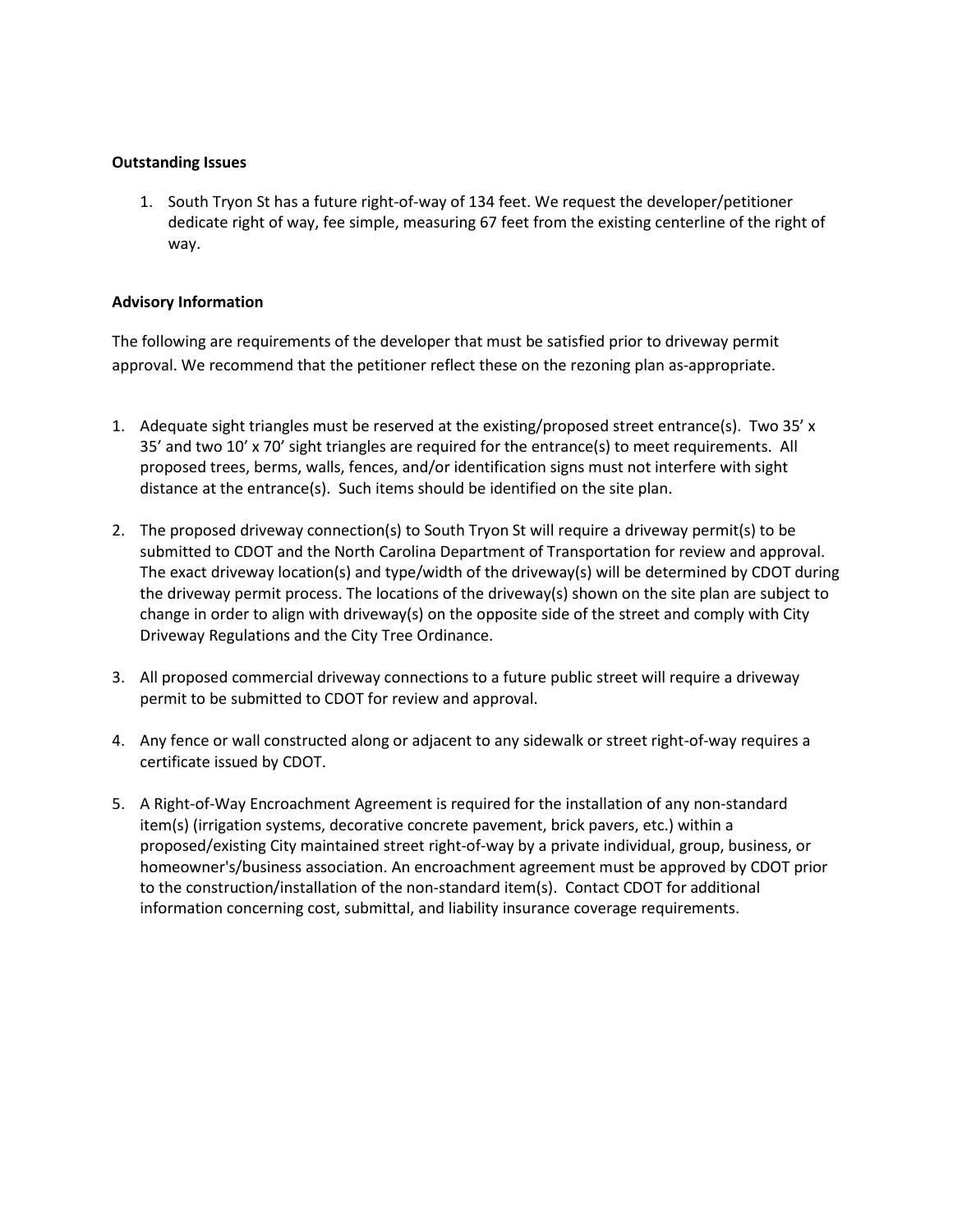**Outstanding Issues**

1. South Tryon St has a future right-of-way of 134 feet. We request the developer/petitioner dedicate right of way, fee simple, measuring 67 feet from the existing centerline of the right of way.

**Advisory Information**

The following are requirements of the developer that must be satisfied prior to driveway permit approval. We recommend that the petitioner reflect these on the rezoning plan as-appropriate.

1. Adequate sight triangles must be reserved at the existing/proposed street entrance(s). Two 35' x 35' and two 10' x 70' sight triangles are required for the entrance(s) to meet requirements. All proposed trees, berms, walls, fences, and/or identification signs must not interfere with sight distance at the entrance(s). Such items should be identified on the site plan.

2. The proposed driveway connection(s) to South Tryon St will require a driveway permit(s) to be submitted to CDOT and the North Carolina Department of Transportation for review and approval. The exact driveway location(s) and type/width of the driveway(s) will be determined by CDOT during the driveway permit process. The locations of the driveway(s) shown on the site plan are subject to change in order to align with driveway(s) on the opposite side of the street and comply with City Driveway Regulations and the City Tree Ordinance.

3. All proposed commercial driveway connections to a future public street will require a driveway permit to be submitted to CDOT for review and approval.

4. Any fence or wall constructed along or adjacent to any sidewalk or street right-of-way requires a certificate issued by CDOT.

5. A Right-of-Way Encroachment Agreement is required for the installation of any non-standard item(s) (irrigation systems, decorative concrete pavement, brick pavers, etc.) within a proposed/existing City maintained street right-of-way by a private individual, group, business, or homeowner's/business association. An encroachment agreement must be approved by CDOT prior to the construction/installation of the non-standard item(s). Contact CDOT for additional information concerning cost, submittal, and liability insurance coverage requirements.